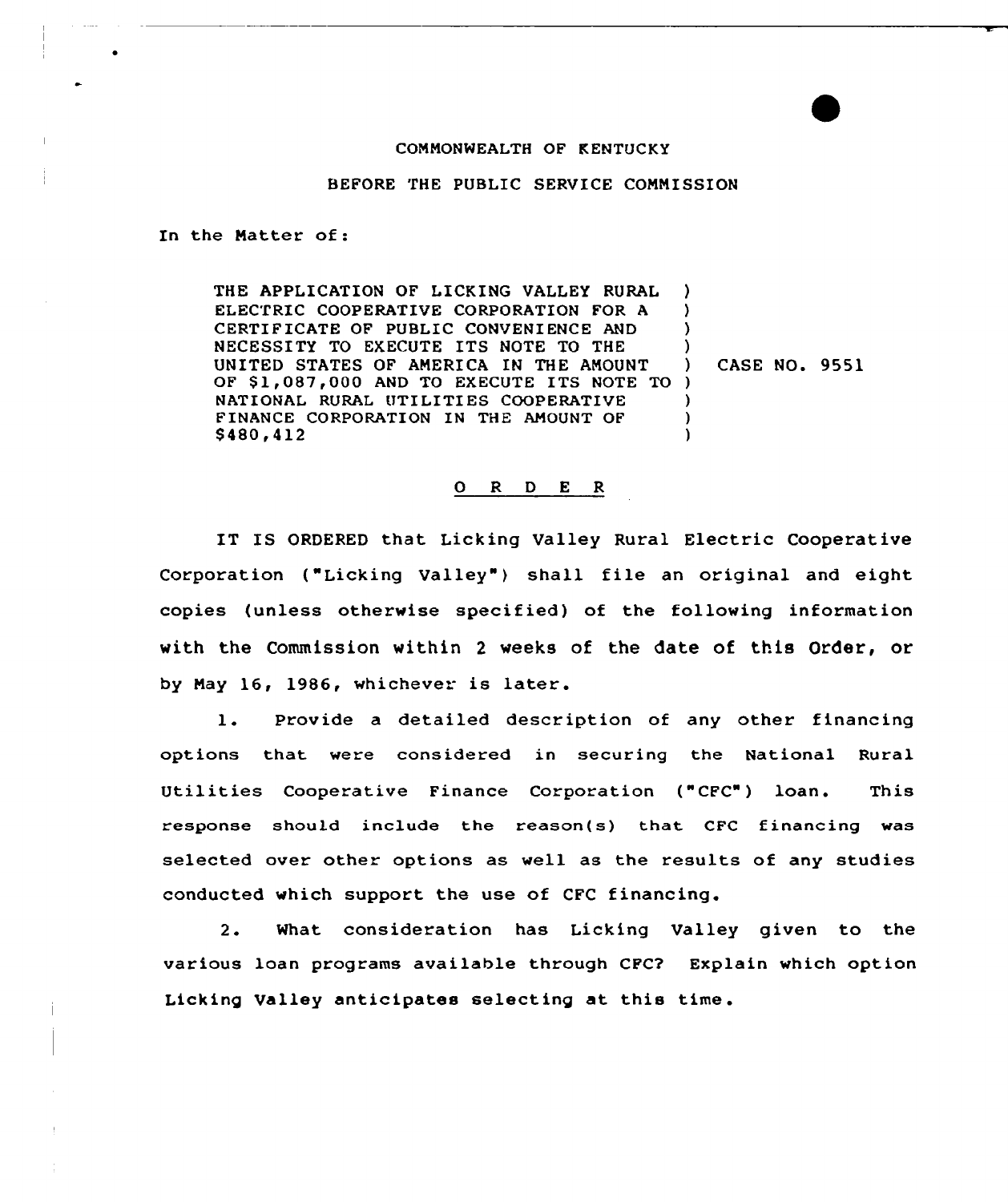COMMONWEALTH OF KENTUCKY

BEFORE THE PUBLIC SERVICE COMMISSION

In the Matter of:

| | | |
|---|---|---|
| THE APPLICATION OF LICKING VALLEY RURAL ELECTRIC COOPERATIVE CORPORATION FOR A CERTIFICATE OF PUBLIC CONVENIENCE AND NECESSITY TO EXECUTE ITS NOTE TO THE UNITED STATES OF AMERICA IN THE AMOUNT OF $1,087,000 AND TO EXECUTE ITS NOTE TO NATIONAL RURAL UTILITIES COOPERATIVE FINANCE CORPORATION IN THE AMOUNT OF $480,412 | ) | CASE NO. 9551 |

## O R D E R

IT IS ORDERED that Licking Valley Rural Electric Cooperative Corporation ("Licking Valley") shall file an original and eight copies (unless otherwise specified) of the following information with the Commission within 2 weeks of the date of this Order, or by May 16, 1986, whichever is later.

1. Provide a detailed description of any other financing options that were considered in securing the National Rural Utilities Cooperative Finance Corporation ("CFC") loan. This response should include the reason(s) that CFC financing was selected over other options as well as the results of any studies conducted which support the use of CFC financing.

2. What consideration has Licking Valley given to the various loan programs available through CFC? Explain which option Licking Valley anticipates selecting at this time.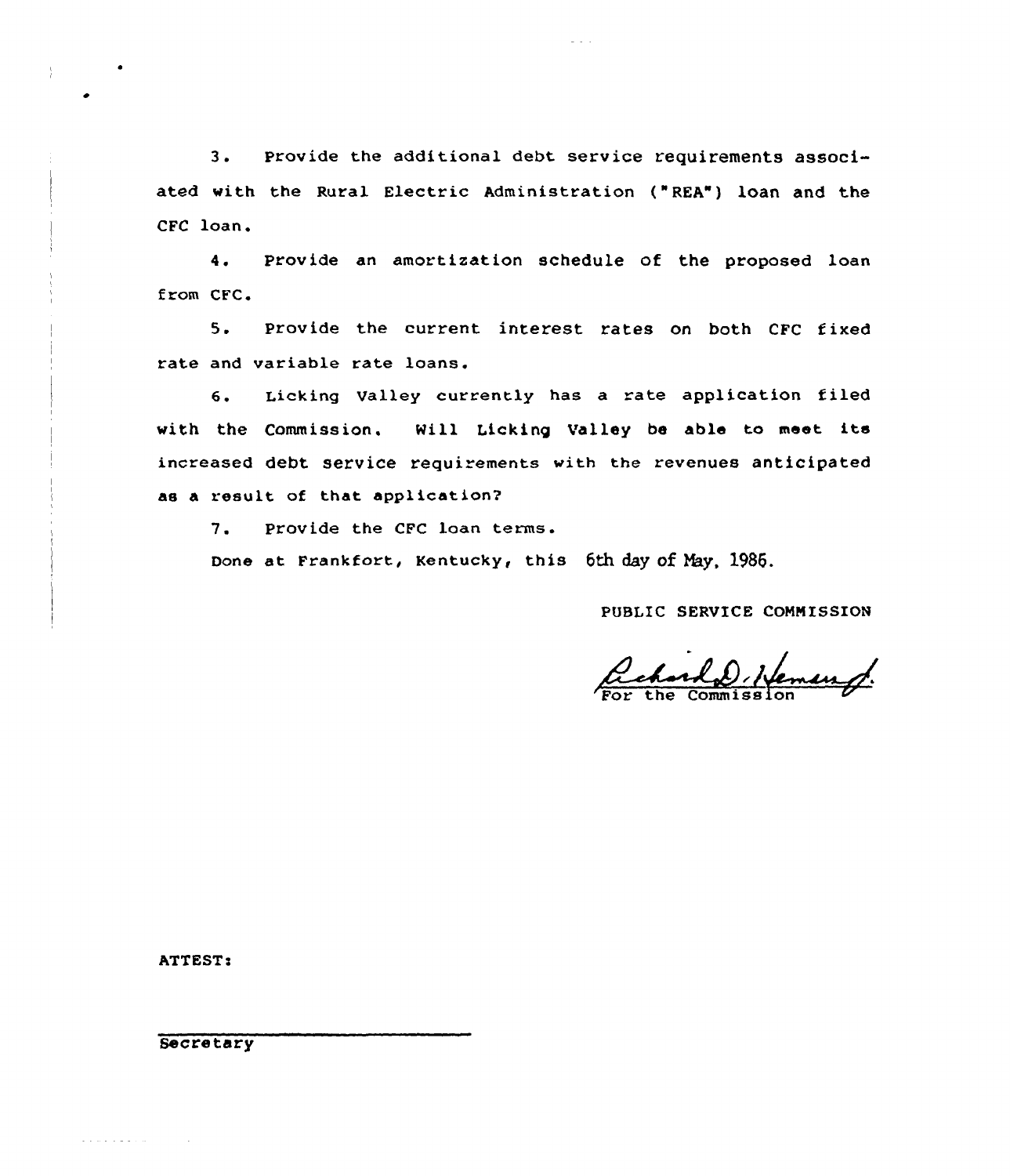3. Provide the additional debt service requirements associated with the Rural Electric Administration ("REA") loan and the CFC loan.

4. Provide an amortization schedule of the proposed loan from CFC.

5. Provide the current interest rates on both CFC fixed rate and variable rate loans.

6. Licking Valley currently has a rate application filed with the Commission. Will Licking Valley be able to meet its increased debt service requirements with the revenues anticipated as a result of that application?

7. Provide the CFC loan terms.

Done at Frankfort, Kentucky, this 6th day of May, 1986.

PUBLIC SERVICE COMMISSION

Richard D. Heman Jr.
For the Commission

ATTEST:

Secretary